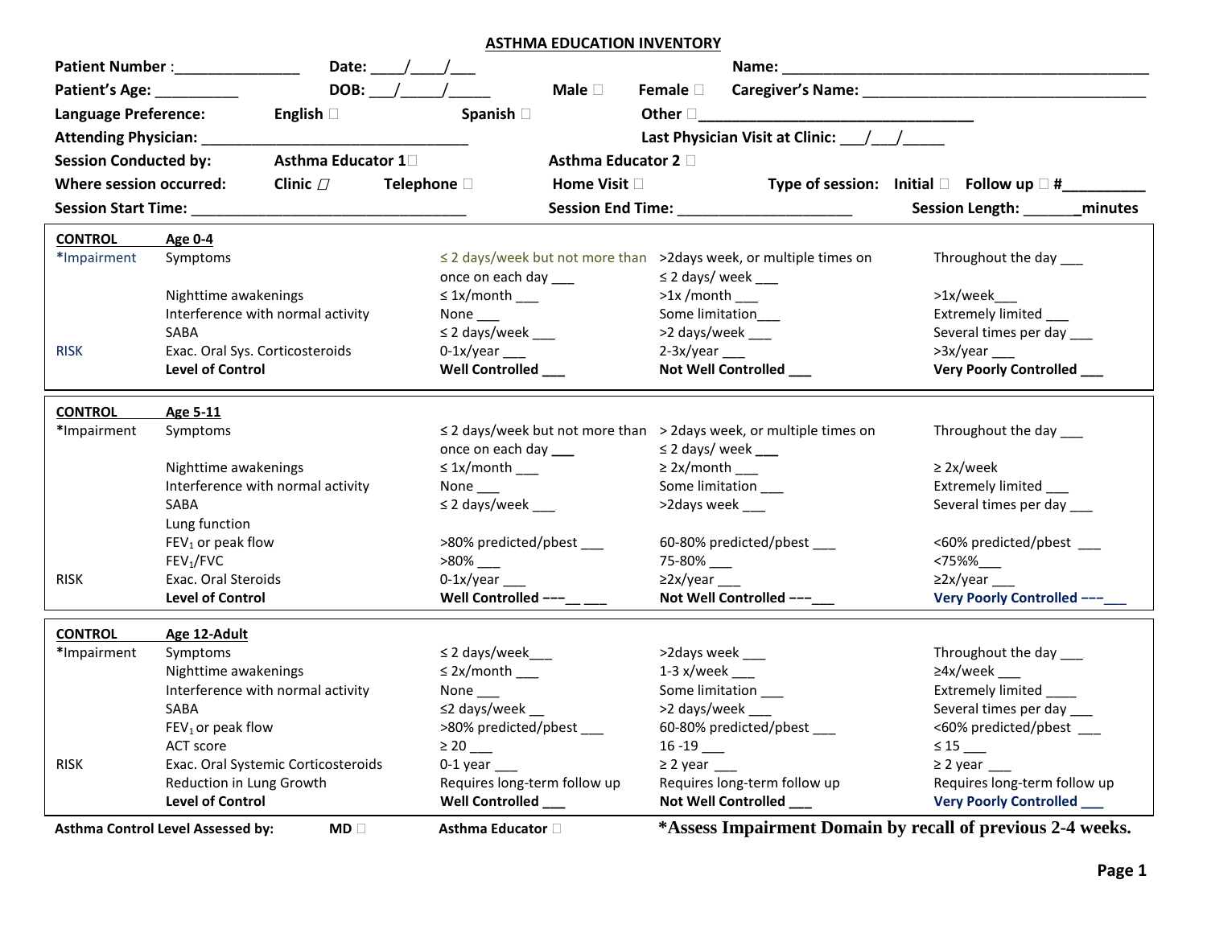# ASTHMA EDUCATION INVENTORY

**Patient Number** :_______________ **Date:** ____/____/___ **Name:** ______________________________________________

**Patient's Age:** __________ **DOB:** ___/_____/_____ **Male** ☐ **Female** ☐ **Caregiver's Name:** ___________________________________

**Language Preference:** **English** ☐ **Spanish** ☐ **Other** ☐_________________________________

**Attending Physician:** ________________________________ **Last Physician Visit at Clinic:** ___/___/_____

**Session Conducted by:** **Asthma Educator 1** ☐ **Asthma Educator 2** ☐

**Where session occurred:** **Clinic** ☐ **Telephone** ☐ **Home Visit** ☐ **Type of session:** **Initial** ☐ **Follow up** ☐ **#**__________

**Session Start Time:** _________________________________ **Session End Time:** _____________________ **Session Length:** _______**minutes**

| **CONTROL** | **Age 0-4** | | | |
|---|---|---|---|---|
| *Impairment | Symptoms | ≤ 2 days/week but not more than once on each day ___ | >2days week, or multiple times on ≤ 2 days/ week ___ | Throughout the day ___ |
| | Nighttime awakenings | ≤ 1x/month ___ | >1x /month ___ | >1x/week___ |
| | Interference with normal activity | None ___ | Some limitation___ | Extremely limited ___ |
| | SABA | ≤ 2 days/week ___ | >2 days/week ___ | Several times per day ___ |
| RISK | Exac. Oral Sys. Corticosteroids | 0-1x/year ___ | 2-3x/year ___ | >3x/year ___ |
| | **Level of Control** | **Well Controlled ___** | **Not Well Controlled ___** | **Very Poorly Controlled ___** |

| **CONTROL** | **Age 5-11** | | | |
|---|---|---|---|---|
| *Impairment | Symptoms | ≤ 2 days/week but not more than once on each day ___ | > 2days week, or multiple times on ≤ 2 days/ week ___ | Throughout the day ___ |
| | Nighttime awakenings | ≤ 1x/month ___ | ≥ 2x/month ___ | ≥ 2x/week |
| | Interference with normal activity | None ___ | Some limitation ___ | Extremely limited ___ |
| | SABA | ≤ 2 days/week ___ | >2days week ___ | Several times per day ___ |
| | Lung function | | | |
| | $FEV_1$ or peak flow | >80% predicted/pbest ___ | 60-80% predicted/pbest ___ | <60% predicted/pbest ___ |
| | $FEV_1$/FVC | >80% ___ | 75-80% ___ | <75%%___ |
| RISK | Exac. Oral Steroids | 0-1x/year ___ | ≥2x/year ___ | ≥2x/year ___ |
| | **Level of Control** | **Well Controlled ---__ ___** | **Not Well Controlled ---___** | **Very Poorly Controlled ---___** |

| **CONTROL** | **Age 12-Adult** | | | |
|---|---|---|---|---|
| *Impairment | Symptoms | ≤ 2 days/week___ | >2days week ___ | Throughout the day ___ |
| | Nighttime awakenings | ≤ 2x/month ___ | 1-3 x/week ___ | ≥4x/week ___ |
| | Interference with normal activity | None ___ | Some limitation ___ | Extremely limited ____ |
| | SABA | ≤2 days/week __ | >2 days/week ___ | Several times per day ___ |
| | $FEV_1$ or peak flow | >80% predicted/pbest ___ | 60-80% predicted/pbest ___ | <60% predicted/pbest ___ |
| | ACT score | ≥ 20 ___ | 16 -19 ___ | ≤ 15 ___ |
| RISK | Exac. Oral Systemic Corticosteroids | 0-1 year ___ | ≥ 2 year ___ | ≥ 2 year ___ |
| | Reduction in Lung Growth | Requires long-term follow up | Requires long-term follow up | Requires long-term follow up |
| | **Level of Control** | **Well Controlled ___** | **Not Well Controlled ___** | **Very Poorly Controlled ___** |

**Asthma Control Level Assessed by:** **MD** ☐ **Asthma Educator** ☐ **\*Assess Impairment Domain by recall of previous 2-4 weeks.**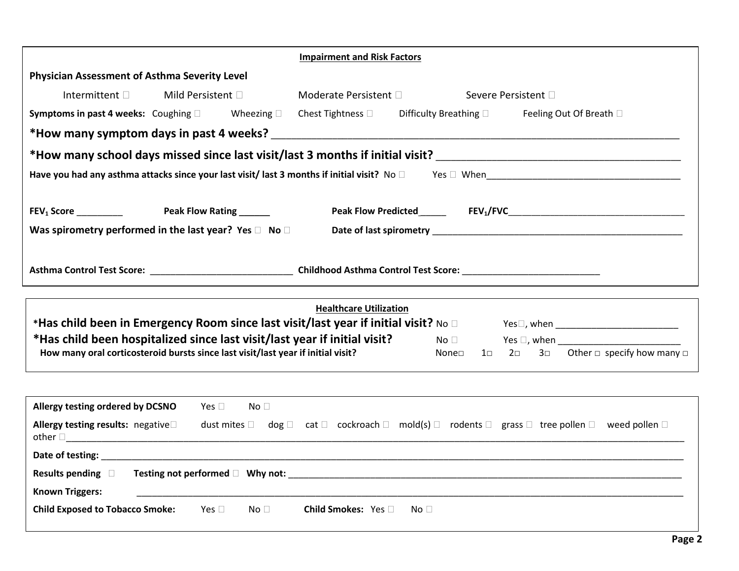## Impairment and Risk Factors

**Physician Assessment of Asthma Severity Level**

Intermittent ☐ Mild Persistent ☐ Moderate Persistent ☐ Severe Persistent ☐

**Symptoms in past 4 weeks:** Coughing ☐ Wheezing ☐ Chest Tightness ☐ Difficulty Breathing ☐ Feeling Out Of Breath ☐

**\*How many symptom days in past 4 weeks?** ___________________________________________

**\*How many school days missed since last visit/last 3 months if initial visit?** ___________________________

**Have you had any asthma attacks since your last visit/ last 3 months if initial visit?** No ☐ Yes ☐ When_______________________

**$FEV_1$ Score** _________ **Peak Flow Rating** ______ **Peak Flow Predicted**_____ **$FEV_1$/FVC**_______________________

**Was spirometry performed in the last year? Yes ☐ No ☐** **Date of last spirometry** _____________________________

**Asthma Control Test Score:** ____________________________ **Childhood Asthma Control Test Score:** ___________________________

## Healthcare Utilization

**\*Has child been in Emergency Room since last visit/last year if initial visit?** No ☐ Yes☐, when ________________________

**\*Has child been hospitalized since last visit/last year if initial visit?** No ☐ Yes ☐, when ________________________

**How many oral corticosteroid bursts since last visit/last year if initial visit?** None☐ 1☐ 2☐ 3☐ Other ☐ specify how many ☐

---

**Allergy testing ordered by DCSNO** Yes ☐ No ☐

**Allergy testing results:** negative☐ dust mites ☐ dog ☐ cat ☐ cockroach ☐ mold(s) ☐ rodents ☐ grass ☐ tree pollen ☐ weed pollen ☐ other ☐_______________________________________________

**Date of testing:** _______________________________________________

**Results pending** ☐ **Testing not performed** ☐ **Why not:** _______________________________________________

**Known Triggers:** _______________________________________________

**Child Exposed to Tobacco Smoke:** Yes ☐ No ☐ **Child Smokes:** Yes ☐ No ☐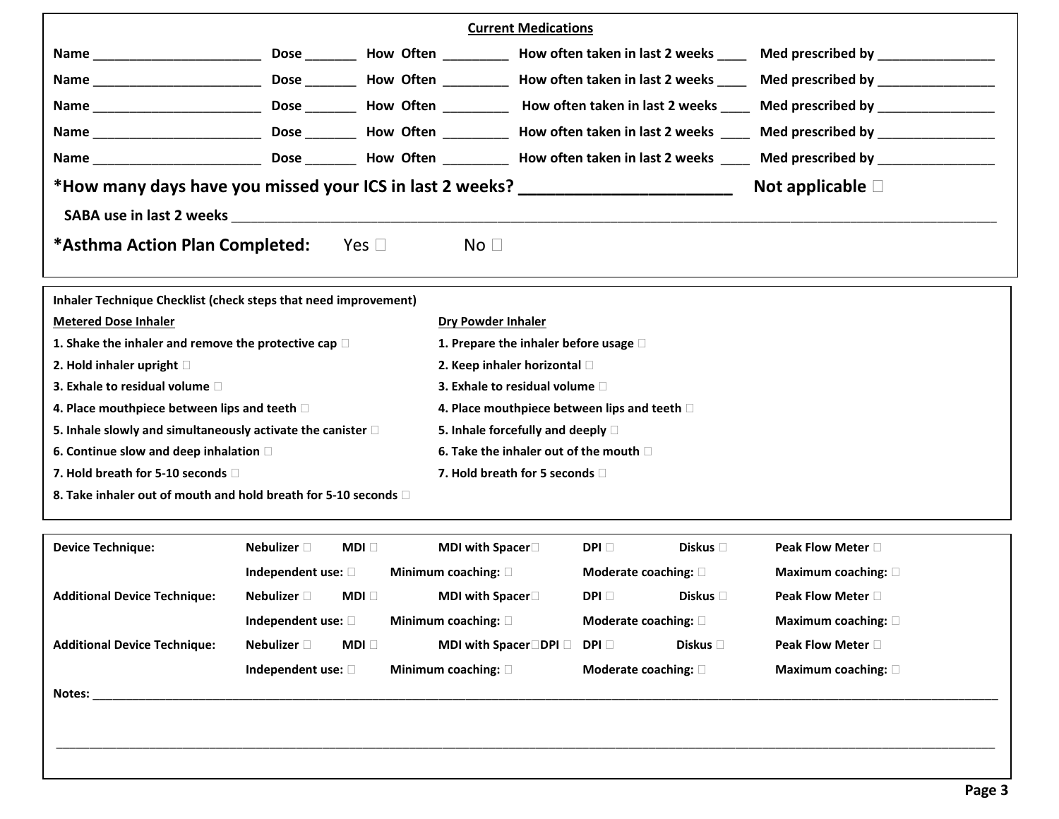## Current Medications

Name ______________________ Dose _______ How Often _________ How often taken in last 2 weeks ____ Med prescribed by ________________

Name ______________________ Dose _______ How Often _________ How often taken in last 2 weeks ____ Med prescribed by ________________

Name ______________________ Dose _______ How Often _________ How often taken in last 2 weeks ____ Med prescribed by ________________

Name ______________________ Dose _______ How Often _________ How often taken in last 2 weeks ____ Med prescribed by ________________

Name ______________________ Dose _______ How Often _________ How often taken in last 2 weeks ____ Med prescribed by ________________

**\*How many days have you missed your ICS in last 2 weeks? _______________________ Not applicable ☐**

**SABA use in last 2 weeks** ______________________________________________________________________________

**\*Asthma Action Plan Completed:** Yes ☐ No ☐

**Inhaler Technique Checklist (check steps that need improvement)**

**Metered Dose Inhaler**

1. Shake the inhaler and remove the protective cap ☐
2. Hold inhaler upright ☐
3. Exhale to residual volume ☐
4. Place mouthpiece between lips and teeth ☐
5. Inhale slowly and simultaneously activate the canister ☐
6. Continue slow and deep inhalation ☐
7. Hold breath for 5-10 seconds ☐
8. Take inhaler out of mouth and hold breath for 5-10 seconds ☐

**Dry Powder Inhaler**

1. Prepare the inhaler before usage ☐
2. Keep inhaler horizontal ☐
3. Exhale to residual volume ☐
4. Place mouthpiece between lips and teeth ☐
5. Inhale forcefully and deeply ☐
6. Take the inhaler out of the mouth ☐
7. Hold breath for 5 seconds ☐

**Device Technique:** Nebulizer ☐ MDI ☐ MDI with Spacer☐ DPI ☐ Diskus ☐ Peak Flow Meter ☐

Independent use: ☐ Minimum coaching: ☐ Moderate coaching: ☐ Maximum coaching: ☐

**Additional Device Technique:** Nebulizer ☐ MDI ☐ MDI with Spacer☐ DPI ☐ Diskus ☐ Peak Flow Meter ☐

Independent use: ☐ Minimum coaching: ☐ Moderate coaching: ☐ Maximum coaching: ☐

**Additional Device Technique:** Nebulizer ☐ MDI ☐ MDI with Spacer☐DPI ☐ DPI ☐ Diskus ☐ Peak Flow Meter ☐

Independent use: ☐ Minimum coaching: ☐ Moderate coaching: ☐ Maximum coaching: ☐

**Notes:** ______________________________________________________________________________

______________________________________________________________________________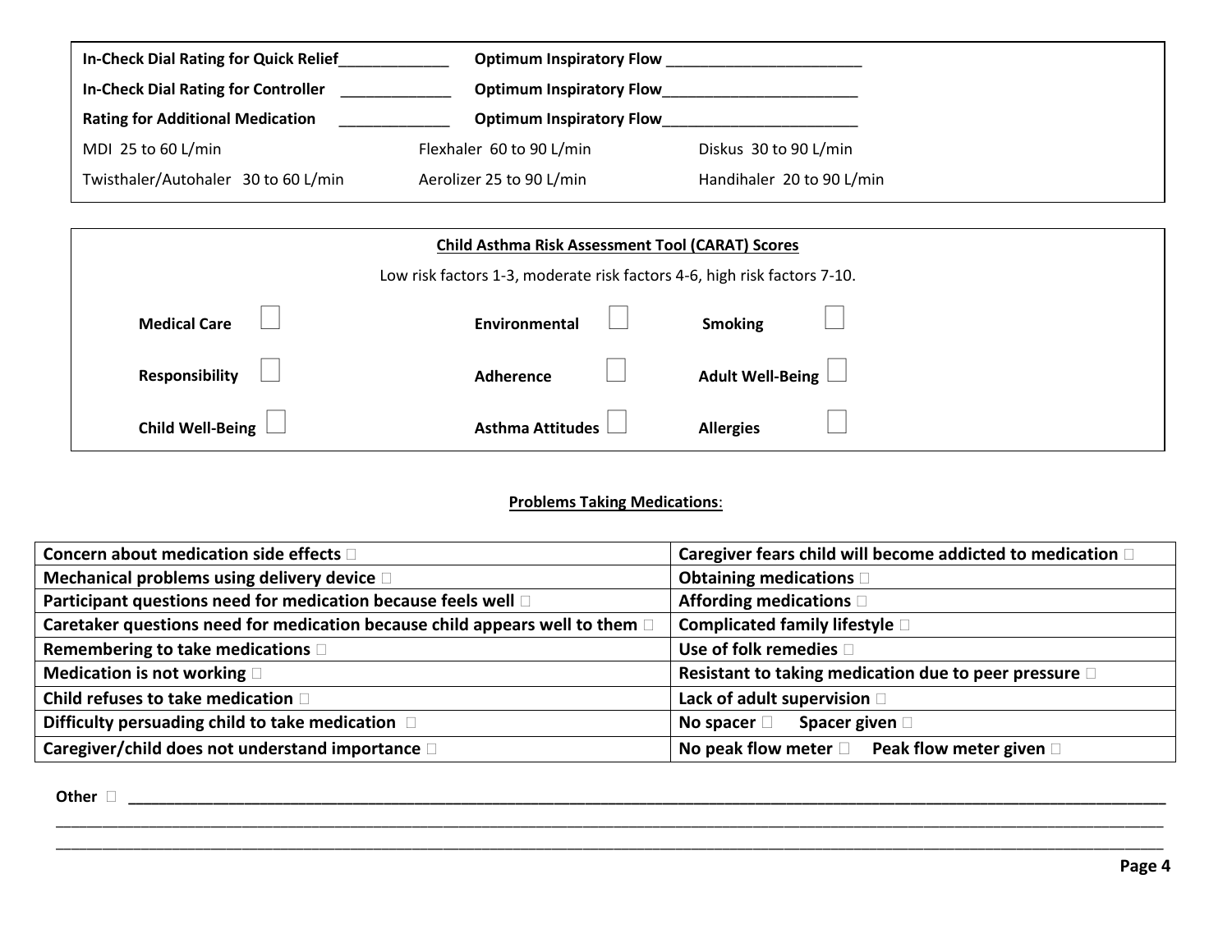| | |
|---|---|
| **In-Check Dial Rating for Quick Relief**_____________ | **Optimum Inspiratory Flow** _______________________ |
| **In-Check Dial Rating for Controller** _____________ | **Optimum Inspiratory Flow**_______________________ |
| **Rating for Additional Medication** _____________ | **Optimum Inspiratory Flow**_______________________ |

| | | |
|---|---|---|
| MDI 25 to 60 L/min | Flexhaler 60 to 90 L/min | Diskus 30 to 90 L/min |
| Twisthaler/Autohaler 30 to 60 L/min | Aerolizer 25 to 90 L/min | Handihaler 20 to 90 L/min |

**Child Asthma Risk Assessment Tool (CARAT) Scores**

Low risk factors 1-3, moderate risk factors 4-6, high risk factors 7-10.

| | | |
|---|---|---|
| **Medical Care** ☐ | **Environmental** ☐ | **Smoking** ☐ |
| **Responsibility** ☐ | **Adherence** ☐ | **Adult Well-Being** ☐ |
| **Child Well-Being** ☐ | **Asthma Attitudes** ☐ | **Allergies** ☐ |

**Problems Taking Medications**:

| | |
|---|---|
| **Concern about medication side effects** ☐ | **Caregiver fears child will become addicted to medication** ☐ |
| **Mechanical problems using delivery device** ☐ | **Obtaining medications** ☐ |
| **Participant questions need for medication because feels well** ☐ | **Affording medications** ☐ |
| **Caretaker questions need for medication because child appears well to them** ☐ | **Complicated family lifestyle** ☐ |
| **Remembering to take medications** ☐ | **Use of folk remedies** ☐ |
| **Medication is not working** ☐ | **Resistant to taking medication due to peer pressure** ☐ |
| **Child refuses to take medication** ☐ | **Lack of adult supervision** ☐ |
| **Difficulty persuading child to take medication** ☐ | **No spacer** ☐ **Spacer given** ☐ |
| **Caregiver/child does not understand importance** ☐ | **No peak flow meter** ☐ **Peak flow meter given** ☐ |

**Other** ☐ ____________________________________________________________________________________________

____________________________________________________________________________________________

____________________________________________________________________________________________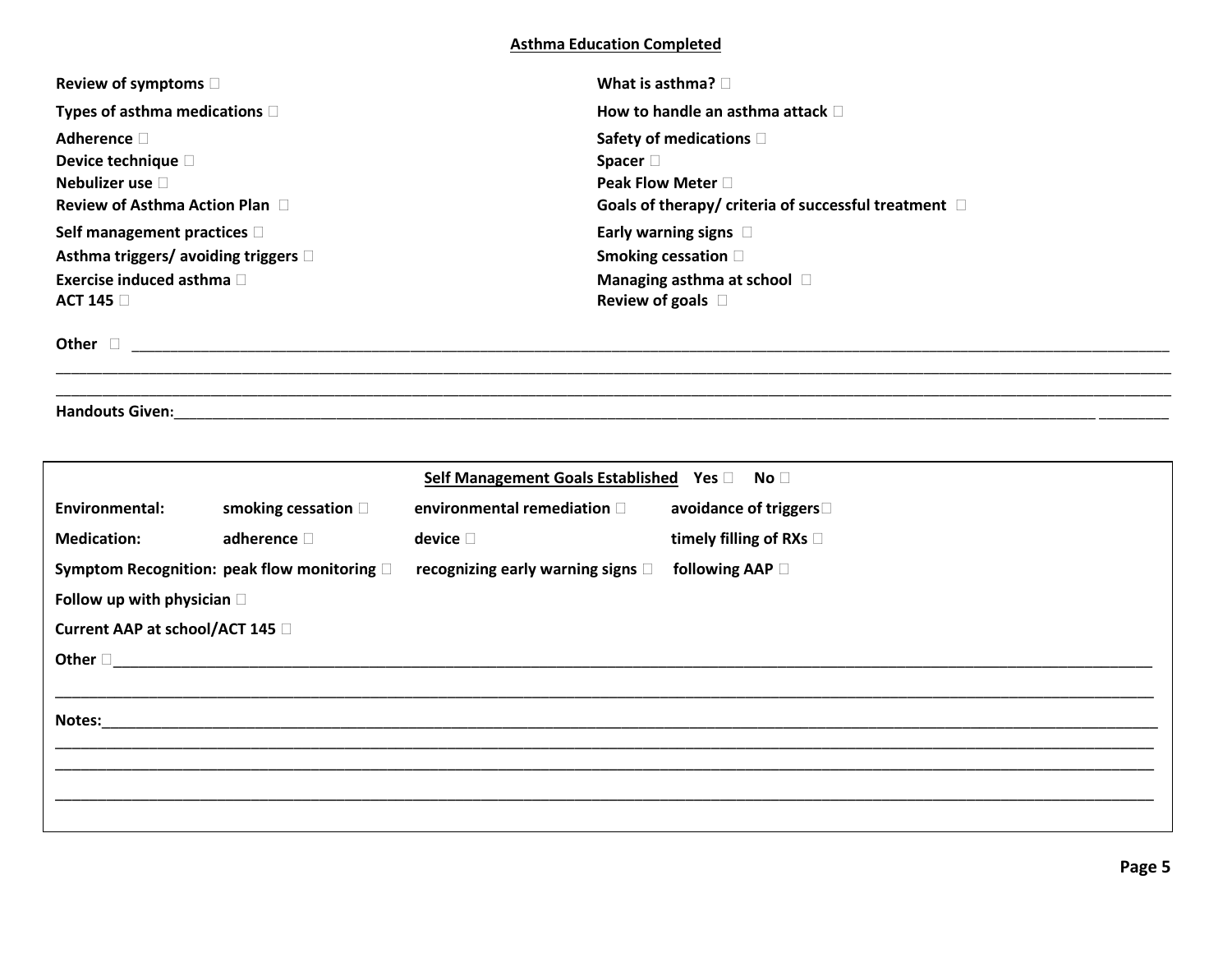## Asthma Education Completed

**Review of symptoms** ☐

**What is asthma?** ☐

**Types of asthma medications** ☐

**How to handle an asthma attack** ☐

**Adherence** ☐

**Device technique** ☐

**Nebulizer use** ☐

**Review of Asthma Action Plan** ☐

**Safety of medications** ☐

**Spacer** ☐

**Peak Flow Meter** ☐

**Goals of therapy/ criteria of successful treatment** ☐

**Self management practices** ☐

**Asthma triggers/ avoiding triggers** ☐

**Exercise induced asthma** ☐

**ACT 145** ☐

**Early warning signs** ☐

**Smoking cessation** ☐

**Managing asthma at school** ☐

**Review of goals** ☐

**Other** ☐ ______________________________________________________________________________

______________________________________________________________________________

______________________________________________________________________________

**Handouts Given:**______________________________________________________________________________

---

**Self Management Goals Established** **Yes** ☐ **No** ☐

**Environmental:** smoking cessation ☐ environmental remediation ☐ avoidance of triggers ☐

**Medication:** adherence ☐ device ☐ timely filling of RXs ☐

**Symptom Recognition:** peak flow monitoring ☐ recognizing early warning signs ☐ following AAP ☐

**Follow up with physician** ☐

**Current AAP at school/ACT 145** ☐

**Other** ☐______________________________________________________________________________

______________________________________________________________________________

**Notes:**______________________________________________________________________________

______________________________________________________________________________

______________________________________________________________________________

______________________________________________________________________________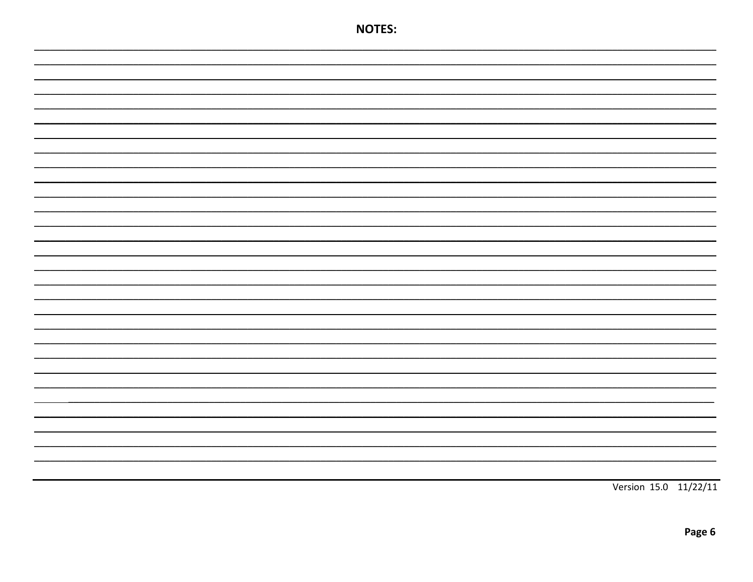**NOTES:**

Version 15.0 11/22/11